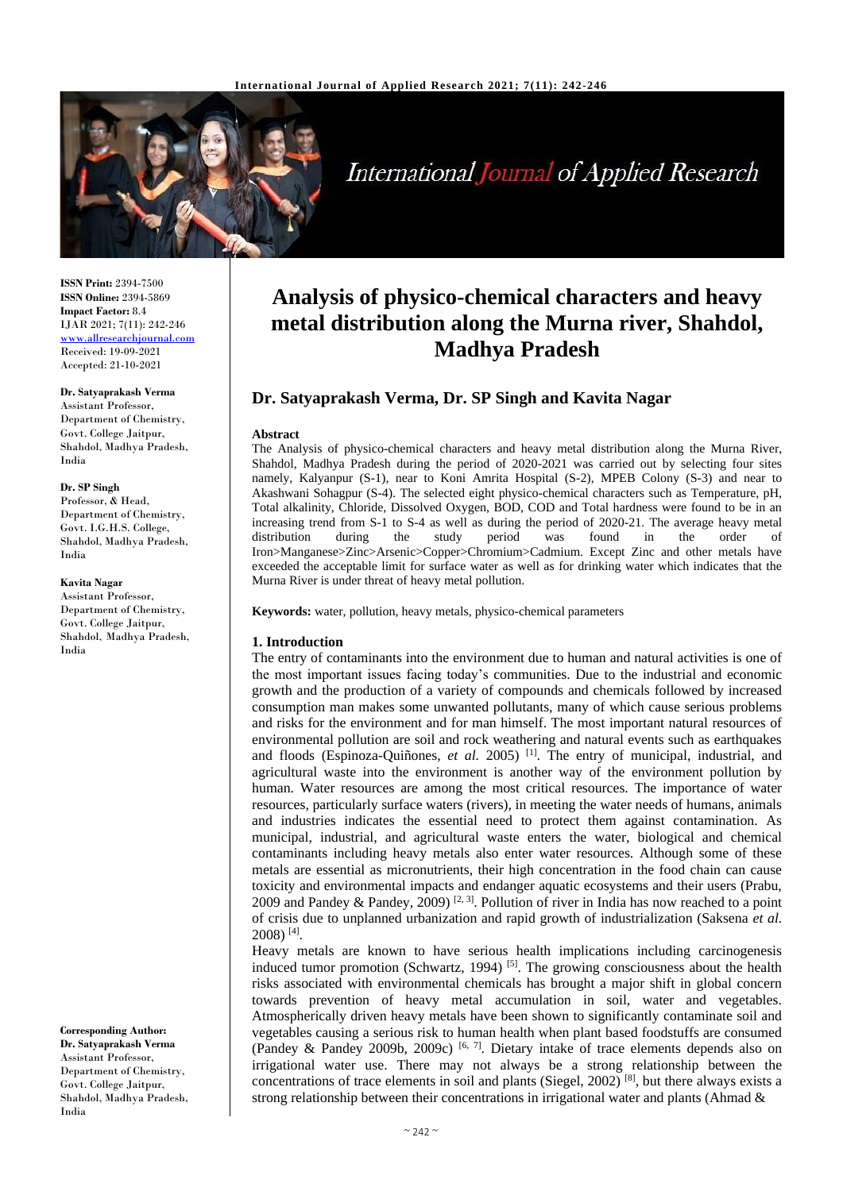# Analysis of physico-chemical characters and heavy metal distribution along the Murna river, Shahdol, Madhya Pradesh

## Dr. Satyaprakash Verma, Dr. SP Singh and Kavita Nagar

**ISSN Print:** 2394-7500
**ISSN Online:** 2394-5869
**Impact Factor:** 8.4
IJAR 2021; 7(11): 242-246
www.allresearchjournal.com
Received: 19-09-2021
Accepted: 21-10-2021

**Dr. Satyaprakash Verma**
Assistant Professor,
Department of Chemistry,
Govt. College Jaitpur,
Shahdol, Madhya Pradesh,
India

**Dr. SP Singh**
Professor, & Head,
Department of Chemistry,
Govt. I.G.H.S. College,
Shahdol, Madhya Pradesh,
India

**Kavita Nagar**
Assistant Professor,
Department of Chemistry,
Govt. College Jaitpur,
Shahdol, Madhya Pradesh,
India

**Corresponding Author:**
**Dr. Satyaprakash Verma**
Assistant Professor,
Department of Chemistry,
Govt. College Jaitpur,
Shahdol, Madhya Pradesh,
India

**Abstract**

The Analysis of physico-chemical characters and heavy metal distribution along the Murna River, Shahdol, Madhya Pradesh during the period of 2020-2021 was carried out by selecting four sites namely, Kalyanpur (S-1), near to Koni Amrita Hospital (S-2), MPEB Colony (S-3) and near to Akashwani Sohagpur (S-4). The selected eight physico-chemical characters such as Temperature, pH, Total alkalinity, Chloride, Dissolved Oxygen, BOD, COD and Total hardness were found to be in an increasing trend from S-1 to S-4 as well as during the period of 2020-21. The average heavy metal distribution during the study period was found in the order of Iron>Manganese>Zinc>Arsenic>Copper>Chromium>Cadmium. Except Zinc and other metals have exceeded the acceptable limit for surface water as well as for drinking water which indicates that the Murna River is under threat of heavy metal pollution.

**Keywords:** water, pollution, heavy metals, physico-chemical parameters

### 1. Introduction

The entry of contaminants into the environment due to human and natural activities is one of the most important issues facing today's communities. Due to the industrial and economic growth and the production of a variety of compounds and chemicals followed by increased consumption man makes some unwanted pollutants, many of which cause serious problems and risks for the environment and for man himself. The most important natural resources of environmental pollution are soil and rock weathering and natural events such as earthquakes and floods (Espinoza-Quiñones, *et al.* 2005) [1]. The entry of municipal, industrial, and agricultural waste into the environment is another way of the environment pollution by human. Water resources are among the most critical resources. The importance of water resources, particularly surface waters (rivers), in meeting the water needs of humans, animals and industries indicates the essential need to protect them against contamination. As municipal, industrial, and agricultural waste enters the water, biological and chemical contaminants including heavy metals also enter water resources. Although some of these metals are essential as micronutrients, their high concentration in the food chain can cause toxicity and environmental impacts and endanger aquatic ecosystems and their users (Prabu, 2009 and Pandey & Pandey, 2009) [2, 3]. Pollution of river in India has now reached to a point of crisis due to unplanned urbanization and rapid growth of industrialization (Saksena *et al.* 2008) [4].

Heavy metals are known to have serious health implications including carcinogenesis induced tumor promotion (Schwartz, 1994) [5]. The growing consciousness about the health risks associated with environmental chemicals has brought a major shift in global concern towards prevention of heavy metal accumulation in soil, water and vegetables. Atmospherically driven heavy metals have been shown to significantly contaminate soil and vegetables causing a serious risk to human health when plant based foodstuffs are consumed (Pandey & Pandey 2009b, 2009c) [6, 7]. Dietary intake of trace elements depends also on irrigational water use. There may not always be a strong relationship between the concentrations of trace elements in soil and plants (Siegel, 2002) [8], but there always exists a strong relationship between their concentrations in irrigational water and plants (Ahmad &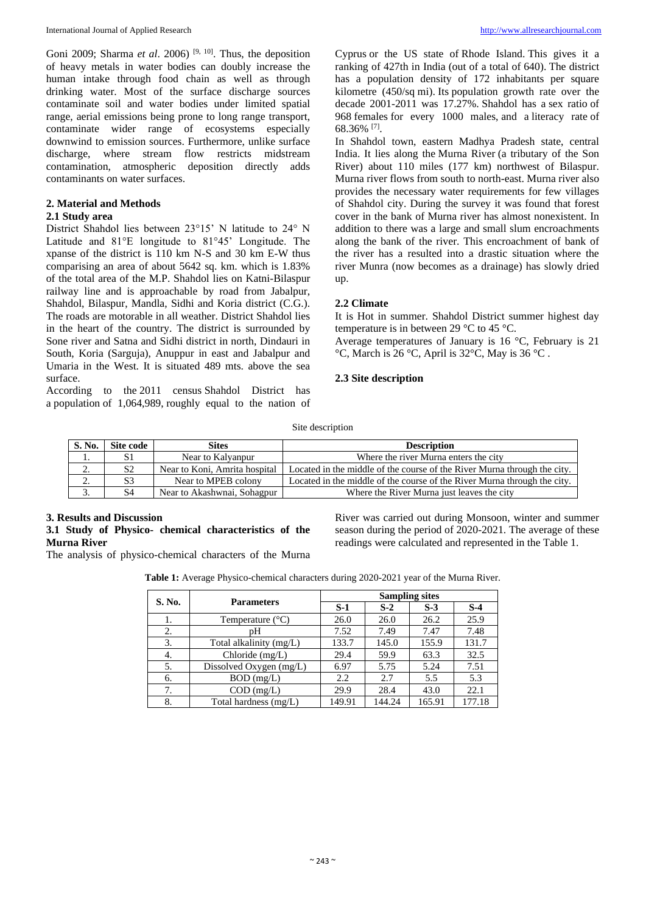Goni 2009; Sharma *et al*. 2006) [9, 10]. Thus, the deposition of heavy metals in water bodies can doubly increase the human intake through food chain as well as through drinking water. Most of the surface discharge sources contaminate soil and water bodies under limited spatial range, aerial emissions being prone to long range transport, contaminate wider range of ecosystems especially downwind to emission sources. Furthermore, unlike surface discharge, where stream flow restricts midstream contamination, atmospheric deposition directly adds contaminants on water surfaces.

## 2. Material and Methods

### 2.1 Study area

District Shahdol lies between 23°15' N latitude to 24° N Latitude and 81°E longitude to 81°45' Longitude. The xpanse of the district is 110 km N-S and 30 km E-W thus comparising an area of about 5642 sq. km. which is 1.83% of the total area of the M.P. Shahdol lies on Katni-Bilaspur railway line and is approachable by road from Jabalpur, Shahdol, Bilaspur, Mandla, Sidhi and Koria district (C.G.). The roads are motorable in all weather. District Shahdol lies in the heart of the country. The district is surrounded by Sone river and Satna and Sidhi district in north, Dindauri in South, Koria (Sarguja), Anuppur in east and Jabalpur and Umaria in the West. It is situated 489 mts. above the sea surface.

According to the 2011 census Shahdol District has a population of 1,064,989, roughly equal to the nation of Cyprus or the US state of Rhode Island. This gives it a ranking of 427th in India (out of a total of 640). The district has a population density of 172 inhabitants per square kilometre (450/sq mi). Its population growth rate over the decade 2001-2011 was 17.27%. Shahdol has a sex ratio of 968 females for every 1000 males, and a literacy rate of 68.36% [7].

In Shahdol town, eastern Madhya Pradesh state, central India. It lies along the Murna River (a tributary of the Son River) about 110 miles (177 km) northwest of Bilaspur. Murna river flows from south to north-east. Murna river also provides the necessary water requirements for few villages of Shahdol city. During the survey it was found that forest cover in the bank of Murna river has almost nonexistent. In addition to there was a large and small slum encroachments along the bank of the river. This encroachment of bank of the river has a resulted into a drastic situation where the river Munra (now becomes as a drainage) has slowly dried up.

### 2.2 Climate

It is Hot in summer. Shahdol District summer highest day temperature is in between 29 °C to 45 °C.

Average temperatures of January is 16 °C, February is 21 °C, March is 26 °C, April is 32°C, May is 36 °C .

### 2.3 Site description

Site description

| S. No. | Site code | Sites | Description |
|---|---|---|---|
| 1. | S1 | Near to Kalyanpur | Where the river Murna enters the city |
| 2. | S2 | Near to Koni, Amrita hospital | Located in the middle of the course of the River Murna through the city. |
| 2. | S3 | Near to MPEB colony | Located in the middle of the course of the River Murna through the city. |
| 3. | S4 | Near to Akashwnai, Sohagpur | Where the River Murna just leaves the city |

## 3. Results and Discussion

### 3.1 Study of Physico- chemical characteristics of the Murna River

The analysis of physico-chemical characters of the Murna River was carried out during Monsoon, winter and summer season during the period of 2020-2021. The average of these readings were calculated and represented in the Table 1.

**Table 1:** Average Physico-chemical characters during 2020-2021 year of the Murna River.

| S. No. | Parameters | Sampling sites | | | |
|---|---|---|---|---|---|
| | | S-1 | S-2 | S-3 | S-4 |
| 1. | Temperature (°C) | 26.0 | 26.0 | 26.2 | 25.9 |
| 2. | pH | 7.52 | 7.49 | 7.47 | 7.48 |
| 3. | Total alkalinity (mg/L) | 133.7 | 145.0 | 155.9 | 131.7 |
| 4. | Chloride (mg/L) | 29.4 | 59.9 | 63.3 | 32.5 |
| 5. | Dissolved Oxygen (mg/L) | 6.97 | 5.75 | 5.24 | 7.51 |
| 6. | BOD (mg/L) | 2.2 | 2.7 | 5.5 | 5.3 |
| 7. | COD (mg/L) | 29.9 | 28.4 | 43.0 | 22.1 |
| 8. | Total hardness (mg/L) | 149.91 | 144.24 | 165.91 | 177.18 |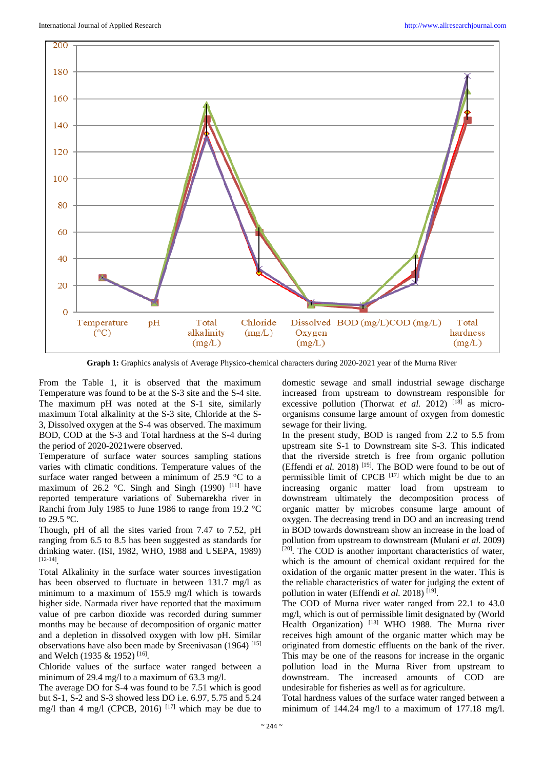**Graph 1:** Graphics analysis of Average Physico-chemical characters during 2020-2021 year of the Murna River

From the Table 1, it is observed that the maximum Temperature was found to be at the S-3 site and the S-4 site. The maximum pH was noted at the S-1 site, similarly maximum Total alkalinity at the S-3 site, Chloride at the S-3, Dissolved oxygen at the S-4 was observed. The maximum BOD, COD at the S-3 and Total hardness at the S-4 during the period of 2020-2021were observed.

Temperature of surface water sources sampling stations varies with climatic conditions. Temperature values of the surface water ranged between a minimum of 25.9 °C to a maximum of 26.2 °C. Singh and Singh (1990) [11] have reported temperature variations of Subernarekha river in Ranchi from July 1985 to June 1986 to range from 19.2 °C to 29.5 °C.

Though, pH of all the sites varied from 7.47 to 7.52, pH ranging from 6.5 to 8.5 has been suggested as standards for drinking water. (ISI, 1982, WHO, 1988 and USEPA, 1989) [12-14].

Total Alkalinity in the surface water sources investigation has been observed to fluctuate in between 131.7 mg/l as minimum to a maximum of 155.9 mg/l which is towards higher side. Narmada river have reported that the maximum value of pre carbon dioxide was recorded during summer months may be because of decomposition of organic matter and a depletion in dissolved oxygen with low pH. Similar observations have also been made by Sreenivasan (1964) [15] and Welch (1935 & 1952) [16].

Chloride values of the surface water ranged between a minimum of 29.4 mg/l to a maximum of 63.3 mg/l.

The average DO for S-4 was found to be 7.51 which is good but S-1, S-2 and S-3 showed less DO i.e. 6.97, 5.75 and 5.24 mg/l than 4 mg/l (CPCB, 2016) [17] which may be due to domestic sewage and small industrial sewage discharge increased from upstream to downstream responsible for excessive pollution (Thorwat *et al.* 2012) [18] as micro-organisms consume large amount of oxygen from domestic sewage for their living.

In the present study, BOD is ranged from 2.2 to 5.5 from upstream site S-1 to Downstream site S-3. This indicated that the riverside stretch is free from organic pollution (Effendi *et al.* 2018) [19]. The BOD were found to be out of permissible limit of CPCB [17] which might be due to an increasing organic matter load from upstream to downstream ultimately the decomposition process of organic matter by microbes consume large amount of oxygen. The decreasing trend in DO and an increasing trend in BOD towards downstream show an increase in the load of pollution from upstream to downstream (Mulani *et al.* 2009) [20]. The COD is another important characteristics of water, which is the amount of chemical oxidant required for the oxidation of the organic matter present in the water. This is the reliable characteristics of water for judging the extent of pollution in water (Effendi *et al.* 2018) [19].

The COD of Murna river water ranged from 22.1 to 43.0 mg/l, which is out of permissible limit designated by (World Health Organization) [13] WHO 1988. The Murna river receives high amount of the organic matter which may be originated from domestic effluents on the bank of the river. This may be one of the reasons for increase in the organic pollution load in the Murna River from upstream to downstream. The increased amounts of COD are undesirable for fisheries as well as for agriculture.

Total hardness values of the surface water ranged between a minimum of 144.24 mg/l to a maximum of 177.18 mg/l.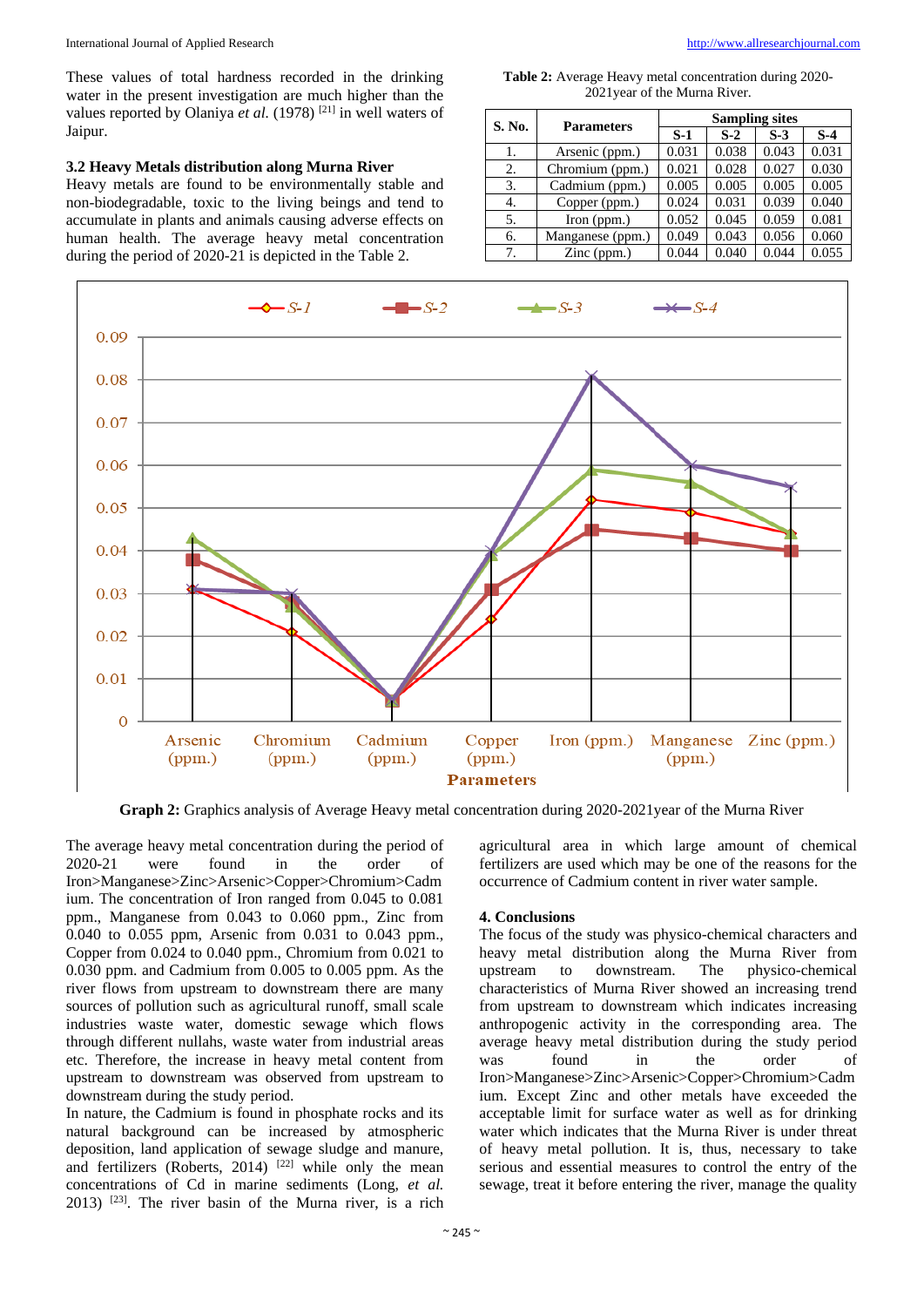These values of total hardness recorded in the drinking water in the present investigation are much higher than the values reported by Olaniya *et al.* (1978) [21] in well waters of Jaipur.

### 3.2 Heavy Metals distribution along Murna River

Heavy metals are found to be environmentally stable and non-biodegradable, toxic to the living beings and tend to accumulate in plants and animals causing adverse effects on human health. The average heavy metal concentration during the period of 2020-21 is depicted in the Table 2.

**Table 2:** Average Heavy metal concentration during 2020-2021year of the Murna River.

| S. No. | Parameters | Sampling sites | | | |
|---|---|---|---|---|---|
| | | S-1 | S-2 | S-3 | S-4 |
| 1. | Arsenic (ppm.) | 0.031 | 0.038 | 0.043 | 0.031 |
| 2. | Chromium (ppm.) | 0.021 | 0.028 | 0.027 | 0.030 |
| 3. | Cadmium (ppm.) | 0.005 | 0.005 | 0.005 | 0.005 |
| 4. | Copper (ppm.) | 0.024 | 0.031 | 0.039 | 0.040 |
| 5. | Iron (ppm.) | 0.052 | 0.045 | 0.059 | 0.081 |
| 6. | Manganese (ppm.) | 0.049 | 0.043 | 0.056 | 0.060 |
| 7. | Zinc (ppm.) | 0.044 | 0.040 | 0.044 | 0.055 |

**Graph 2:** Graphics analysis of Average Heavy metal concentration during 2020-2021year of the Murna River

The average heavy metal concentration during the period of 2020-21 were found in the order of Iron>Manganese>Zinc>Arsenic>Copper>Chromium>Cadmium. The concentration of Iron ranged from 0.045 to 0.081 ppm., Manganese from 0.043 to 0.060 ppm., Zinc from 0.040 to 0.055 ppm, Arsenic from 0.031 to 0.043 ppm., Copper from 0.024 to 0.040 ppm., Chromium from 0.021 to 0.030 ppm. and Cadmium from 0.005 to 0.005 ppm. As the river flows from upstream to downstream there are many sources of pollution such as agricultural runoff, small scale industries waste water, domestic sewage which flows through different nullahs, waste water from industrial areas etc. Therefore, the increase in heavy metal content from upstream to downstream was observed from upstream to downstream during the study period.

In nature, the Cadmium is found in phosphate rocks and its natural background can be increased by atmospheric deposition, land application of sewage sludge and manure, and fertilizers (Roberts, 2014) [22] while only the mean concentrations of Cd in marine sediments (Long, *et al.* 2013) [23]. The river basin of the Murna river, is a rich agricultural area in which large amount of chemical fertilizers are used which may be one of the reasons for the occurrence of Cadmium content in river water sample.

## 4. Conclusions

The focus of the study was physico-chemical characters and heavy metal distribution along the Murna River from upstream to downstream. The physico-chemical characteristics of Murna River showed an increasing trend from upstream to downstream which indicates increasing anthropogenic activity in the corresponding area. The average heavy metal distribution during the study period was found in the order of Iron>Manganese>Zinc>Arsenic>Copper>Chromium>Cadmium. Except Zinc and other metals have exceeded the acceptable limit for surface water as well as for drinking water which indicates that the Murna River is under threat of heavy metal pollution. It is, thus, necessary to take serious and essential measures to control the entry of the sewage, treat it before entering the river, manage the quality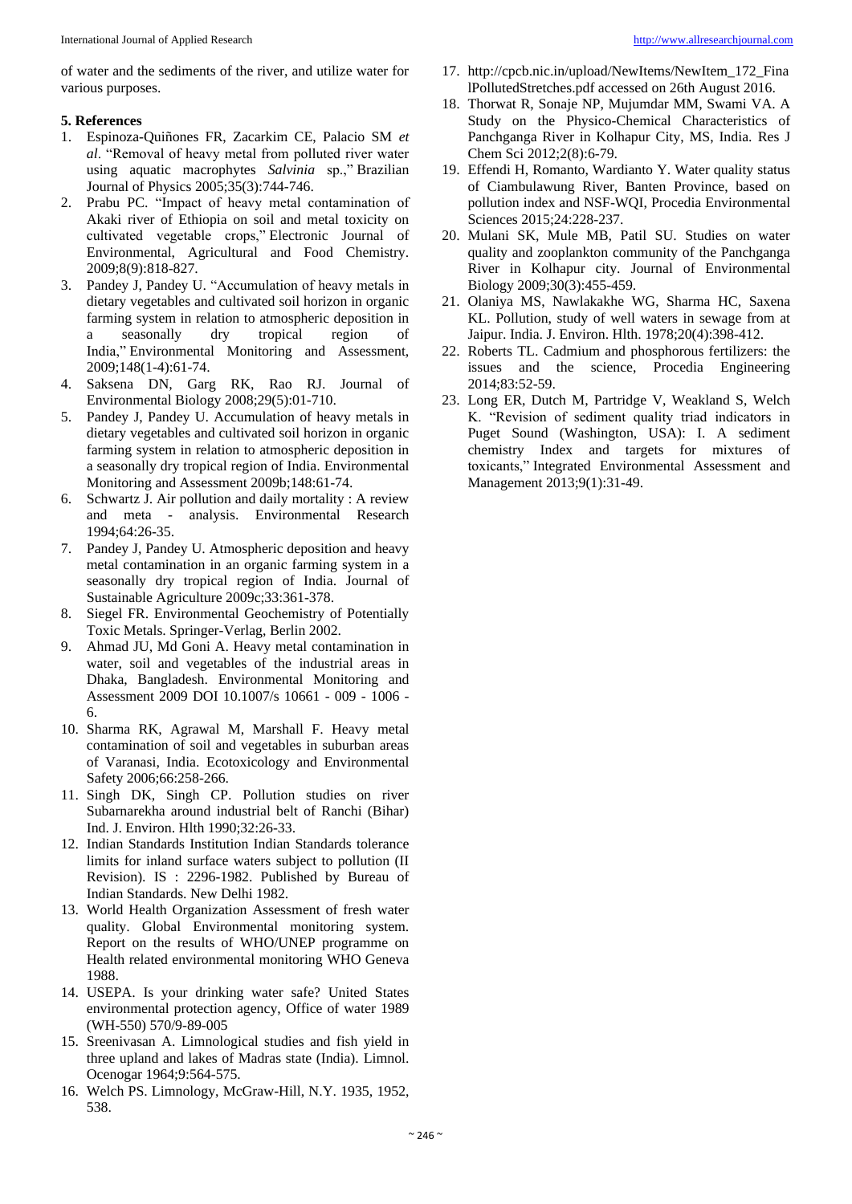of water and the sediments of the river, and utilize water for various purposes.

## 5. References

1. Espinoza-Quiñones FR, Zacarkim CE, Palacio SM *et al*. "Removal of heavy metal from polluted river water using aquatic macrophytes *Salvinia* sp.," Brazilian Journal of Physics 2005;35(3):744-746.
2. Prabu PC. "Impact of heavy metal contamination of Akaki river of Ethiopia on soil and metal toxicity on cultivated vegetable crops," Electronic Journal of Environmental, Agricultural and Food Chemistry. 2009;8(9):818-827.
3. Pandey J, Pandey U. "Accumulation of heavy metals in dietary vegetables and cultivated soil horizon in organic farming system in relation to atmospheric deposition in a seasonally dry tropical region of India," Environmental Monitoring and Assessment, 2009;148(1-4):61-74.
4. Saksena DN, Garg RK, Rao RJ. Journal of Environmental Biology 2008;29(5):01-710.
5. Pandey J, Pandey U. Accumulation of heavy metals in dietary vegetables and cultivated soil horizon in organic farming system in relation to atmospheric deposition in a seasonally dry tropical region of India. Environmental Monitoring and Assessment 2009b;148:61-74.
6. Schwartz J. Air pollution and daily mortality : A review and meta - analysis. Environmental Research 1994;64:26-35.
7. Pandey J, Pandey U. Atmospheric deposition and heavy metal contamination in an organic farming system in a seasonally dry tropical region of India. Journal of Sustainable Agriculture 2009c;33:361-378.
8. Siegel FR. Environmental Geochemistry of Potentially Toxic Metals. Springer-Verlag, Berlin 2002.
9. Ahmad JU, Md Goni A. Heavy metal contamination in water, soil and vegetables of the industrial areas in Dhaka, Bangladesh. Environmental Monitoring and Assessment 2009 DOI 10.1007/s 10661 - 009 - 1006 - 6.
10. Sharma RK, Agrawal M, Marshall F. Heavy metal contamination of soil and vegetables in suburban areas of Varanasi, India. Ecotoxicology and Environmental Safety 2006;66:258-266.
11. Singh DK, Singh CP. Pollution studies on river Subarnarekha around industrial belt of Ranchi (Bihar) Ind. J. Environ. Hlth 1990;32:26-33.
12. Indian Standards Institution Indian Standards tolerance limits for inland surface waters subject to pollution (II Revision). IS : 2296-1982. Published by Bureau of Indian Standards. New Delhi 1982.
13. World Health Organization Assessment of fresh water quality. Global Environmental monitoring system. Report on the results of WHO/UNEP programme on Health related environmental monitoring WHO Geneva 1988.
14. USEPA. Is your drinking water safe? United States environmental protection agency, Office of water 1989 (WH-550) 570/9-89-005
15. Sreenivasan A. Limnological studies and fish yield in three upland and lakes of Madras state (India). Limnol. Ocenogar 1964;9:564-575.
16. Welch PS. Limnology, McGraw-Hill, N.Y. 1935, 1952, 538.
17. http://cpcb.nic.in/upload/NewItems/NewItem_172_FinalPollutedStretches.pdf accessed on 26th August 2016.
18. Thorwat R, Sonaje NP, Mujumdar MM, Swami VA. A Study on the Physico-Chemical Characteristics of Panchganga River in Kolhapur City, MS, India. Res J Chem Sci 2012;2(8):6-79.
19. Effendi H, Romanto, Wardianto Y. Water quality status of Ciambulawung River, Banten Province, based on pollution index and NSF-WQI, Procedia Environmental Sciences 2015;24:228-237.
20. Mulani SK, Mule MB, Patil SU. Studies on water quality and zooplankton community of the Panchganga River in Kolhapur city. Journal of Environmental Biology 2009;30(3):455-459.
21. Olaniya MS, Nawlakakhe WG, Sharma HC, Saxena KL. Pollution, study of well waters in sewage from at Jaipur. India. J. Environ. Hlth. 1978;20(4):398-412.
22. Roberts TL. Cadmium and phosphorous fertilizers: the issues and the science, Procedia Engineering 2014;83:52-59.
23. Long ER, Dutch M, Partridge V, Weakland S, Welch K. "Revision of sediment quality triad indicators in Puget Sound (Washington, USA): I. A sediment chemistry Index and targets for mixtures of toxicants," Integrated Environmental Assessment and Management 2013;9(1):31-49.